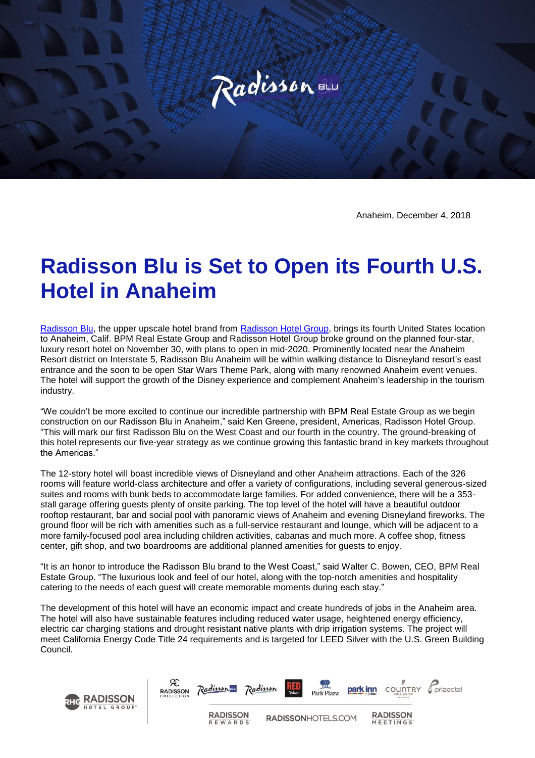Anaheim, December 4, 2018

# Radisson Blu is Set to Open its Fourth U.S. Hotel in Anaheim

Radisson Blu, the upper upscale hotel brand from Radisson Hotel Group, brings its fourth United States location to Anaheim, Calif. BPM Real Estate Group and Radisson Hotel Group broke ground on the planned four-star, luxury resort hotel on November 30, with plans to open in mid-2020. Prominently located near the Anaheim Resort district on Interstate 5, Radisson Blu Anaheim will be within walking distance to Disneyland resort's east entrance and the soon to be open Star Wars Theme Park, along with many renowned Anaheim event venues. The hotel will support the growth of the Disney experience and complement Anaheim's leadership in the tourism industry.

"We couldn't be more excited to continue our incredible partnership with BPM Real Estate Group as we begin construction on our Radisson Blu in Anaheim," said Ken Greene, president, Americas, Radisson Hotel Group. "This will mark our first Radisson Blu on the West Coast and our fourth in the country. The ground-breaking of this hotel represents our five-year strategy as we continue growing this fantastic brand in key markets throughout the Americas."

The 12-story hotel will boast incredible views of Disneyland and other Anaheim attractions. Each of the 326 rooms will feature world-class architecture and offer a variety of configurations, including several generous-sized suites and rooms with bunk beds to accommodate large families. For added convenience, there will be a 353-stall garage offering guests plenty of onsite parking. The top level of the hotel will have a beautiful outdoor rooftop restaurant, bar and social pool with panoramic views of Anaheim and evening Disneyland fireworks. The ground floor will be rich with amenities such as a full-service restaurant and lounge, which will be adjacent to a more family-focused pool area including children activities, cabanas and much more. A coffee shop, fitness center, gift shop, and two boardrooms are additional planned amenities for guests to enjoy.

"It is an honor to introduce the Radisson Blu brand to the West Coast," said Walter C. Bowen, CEO, BPM Real Estate Group. "The luxurious look and feel of our hotel, along with the top-notch amenities and hospitality catering to the needs of each guest will create memorable moments during each stay."

The development of this hotel will have an economic impact and create hundreds of jobs in the Anaheim area. The hotel will also have sustainable features including reduced water usage, heightened energy efficiency, electric car charging stations and drought resistant native plants with drip irrigation systems. The project will meet California Energy Code Title 24 requirements and is targeted for LEED Silver with the U.S. Green Building Council.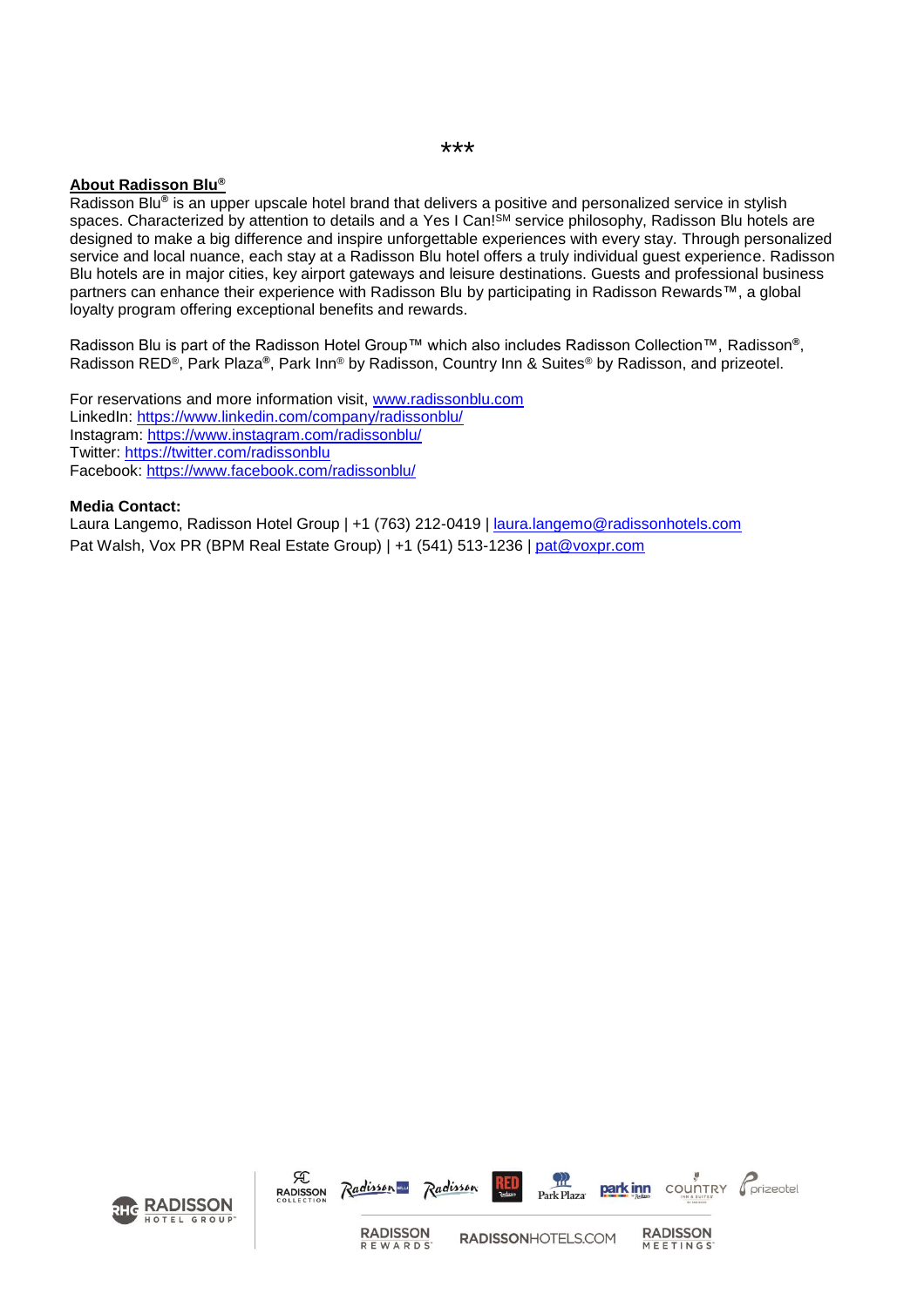\*\*\*

**About Radisson Blu®**

Radisson Blu® is an upper upscale hotel brand that delivers a positive and personalized service in stylish spaces. Characterized by attention to details and a Yes I Can!SM service philosophy, Radisson Blu hotels are designed to make a big difference and inspire unforgettable experiences with every stay. Through personalized service and local nuance, each stay at a Radisson Blu hotel offers a truly individual guest experience. Radisson Blu hotels are in major cities, key airport gateways and leisure destinations. Guests and professional business partners can enhance their experience with Radisson Blu by participating in Radisson Rewards™, a global loyalty program offering exceptional benefits and rewards.

Radisson Blu is part of the Radisson Hotel Group™ which also includes Radisson Collection™, Radisson®, Radisson RED®, Park Plaza®, Park Inn® by Radisson, Country Inn & Suites® by Radisson, and prizeotel.

For reservations and more information visit, www.radissonblu.com
LinkedIn: https://www.linkedin.com/company/radissonblu/
Instagram: https://www.instagram.com/radissonblu/
Twitter: https://twitter.com/radissonblu
Facebook: https://www.facebook.com/radissonblu/

**Media Contact:**

Laura Langemo, Radisson Hotel Group | +1 (763) 212-0419 | laura.langemo@radissonhotels.com
Pat Walsh, Vox PR (BPM Real Estate Group) | +1 (541) 513-1236 | pat@voxpr.com